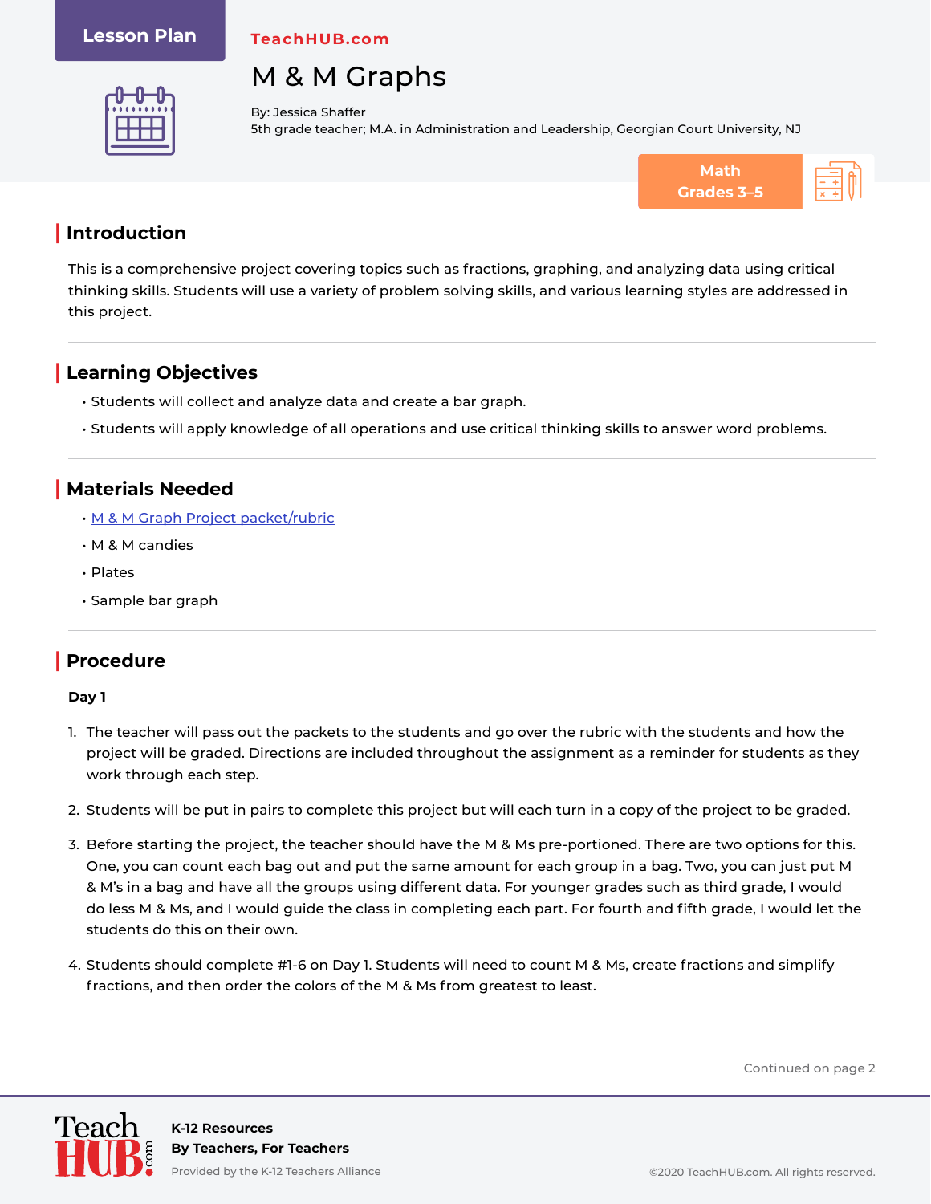Lesson Plan

TeachHUB.com

# M & M Graphs

By: Jessica Shaffer
5th grade teacher; M.A. in Administration and Leadership, Georgian Court University, NJ

Math
Grades 3–5

## Introduction

This is a comprehensive project covering topics such as fractions, graphing, and analyzing data using critical thinking skills. Students will use a variety of problem solving skills, and various learning styles are addressed in this project.

## Learning Objectives

- Students will collect and analyze data and create a bar graph.
- Students will apply knowledge of all operations and use critical thinking skills to answer word problems.

## Materials Needed

- M & M Graph Project packet/rubric
- M & M candies
- Plates
- Sample bar graph

## Procedure

**Day 1**

1. The teacher will pass out the packets to the students and go over the rubric with the students and how the project will be graded. Directions are included throughout the assignment as a reminder for students as they work through each step.
2. Students will be put in pairs to complete this project but will each turn in a copy of the project to be graded.
3. Before starting the project, the teacher should have the M & Ms pre-portioned. There are two options for this. One, you can count each bag out and put the same amount for each group in a bag. Two, you can just put M & M's in a bag and have all the groups using different data. For younger grades such as third grade, I would do less M & Ms, and I would guide the class in completing each part. For fourth and fifth grade, I would let the students do this on their own.
4. Students should complete #1-6 on Day 1. Students will need to count M & Ms, create fractions and simplify fractions, and then order the colors of the M & Ms from greatest to least.

Continued on page 2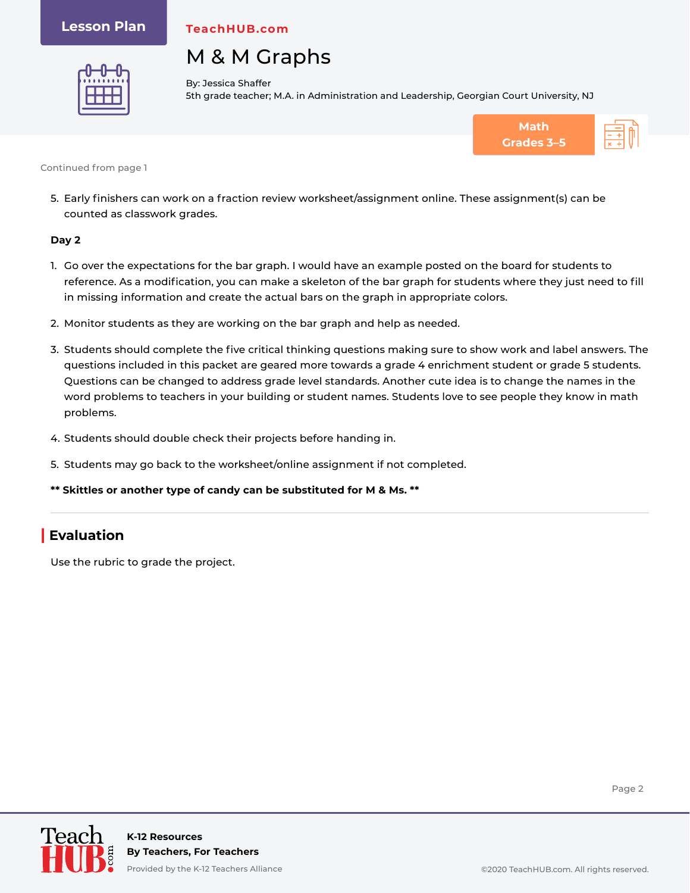Continued from page 1

5. Early finishers can work on a fraction review worksheet/assignment online. These assignment(s) can be counted as classwork grades.

**Day 2**

1. Go over the expectations for the bar graph. I would have an example posted on the board for students to reference. As a modification, you can make a skeleton of the bar graph for students where they just need to fill in missing information and create the actual bars on the graph in appropriate colors.
2. Monitor students as they are working on the bar graph and help as needed.
3. Students should complete the five critical thinking questions making sure to show work and label answers. The questions included in this packet are geared more towards a grade 4 enrichment student or grade 5 students. Questions can be changed to address grade level standards. Another cute idea is to change the names in the word problems to teachers in your building or student names. Students love to see people they know in math problems.
4. Students should double check their projects before handing in.
5. Students may go back to the worksheet/online assignment if not completed.

**\*\* Skittles or another type of candy can be substituted for M & Ms. \*\***

## Evaluation

Use the rubric to grade the project.